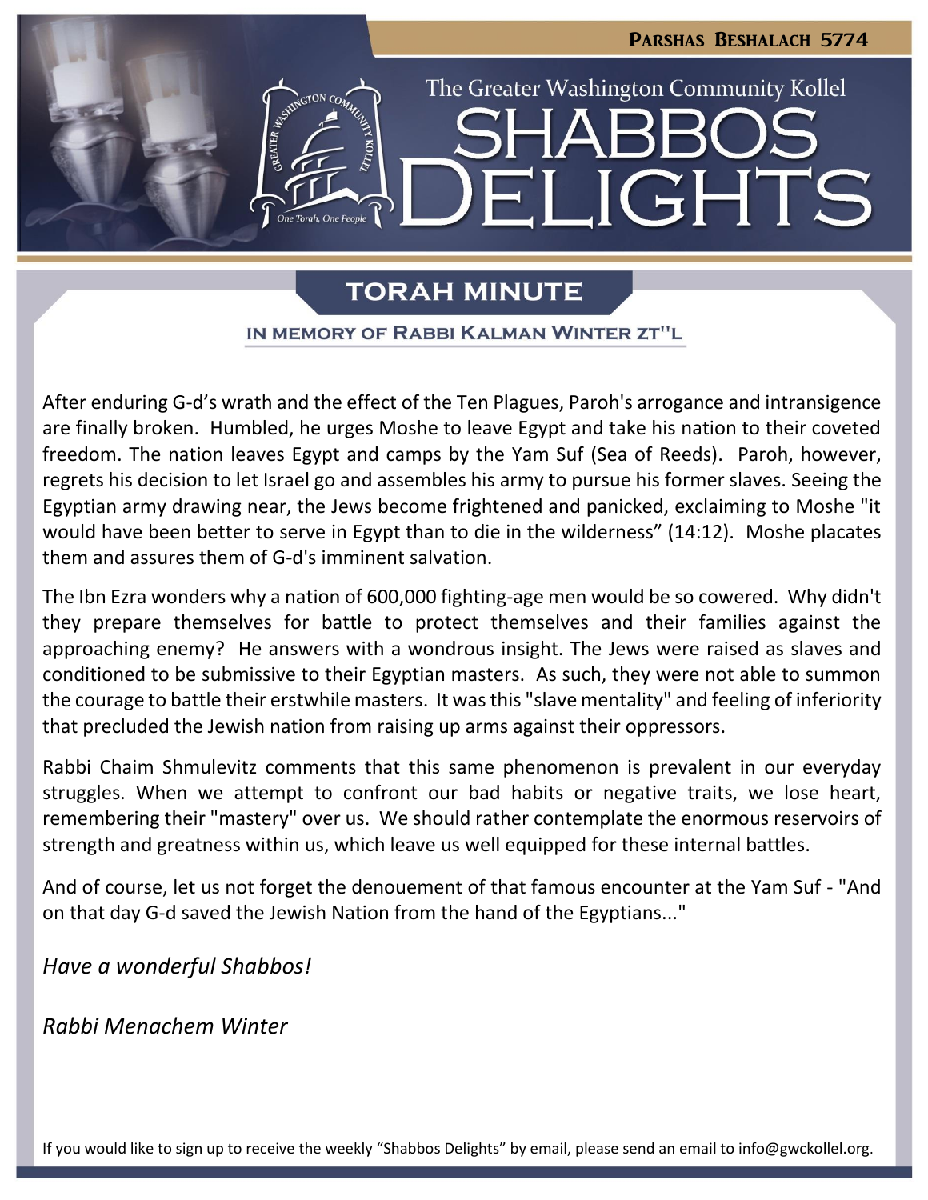**Parshas Beshalach 5774**

The Greater Washington Community Kollel

# SHABBOS DELIGHTS

## TORAH MINUTE

### IN MEMORY OF RABBI KALMAN WINTER ZT"L

After enduring G-d's wrath and the effect of the Ten Plagues, Paroh's arrogance and intransigence are finally broken. Humbled, he urges Moshe to leave Egypt and take his nation to their coveted freedom. The nation leaves Egypt and camps by the Yam Suf (Sea of Reeds). Paroh, however, regrets his decision to let Israel go and assembles his army to pursue his former slaves. Seeing the Egyptian army drawing near, the Jews become frightened and panicked, exclaiming to Moshe "it would have been better to serve in Egypt than to die in the wilderness" (14:12). Moshe placates them and assures them of G-d's imminent salvation.

The Ibn Ezra wonders why a nation of 600,000 fighting-age men would be so cowered. Why didn't they prepare themselves for battle to protect themselves and their families against the approaching enemy? He answers with a wondrous insight. The Jews were raised as slaves and conditioned to be submissive to their Egyptian masters. As such, they were not able to summon the courage to battle their erstwhile masters. It was this "slave mentality" and feeling of inferiority that precluded the Jewish nation from raising up arms against their oppressors.

Rabbi Chaim Shmulevitz comments that this same phenomenon is prevalent in our everyday struggles. When we attempt to confront our bad habits or negative traits, we lose heart, remembering their "mastery" over us. We should rather contemplate the enormous reservoirs of strength and greatness within us, which leave us well equipped for these internal battles.

And of course, let us not forget the denouement of that famous encounter at the Yam Suf - "And on that day G-d saved the Jewish Nation from the hand of the Egyptians..."

*Have a wonderful Shabbos!*

*Rabbi Menachem Winter*

If you would like to sign up to receive the weekly "Shabbos Delights" by email, please send an email to info@gwckollel.org.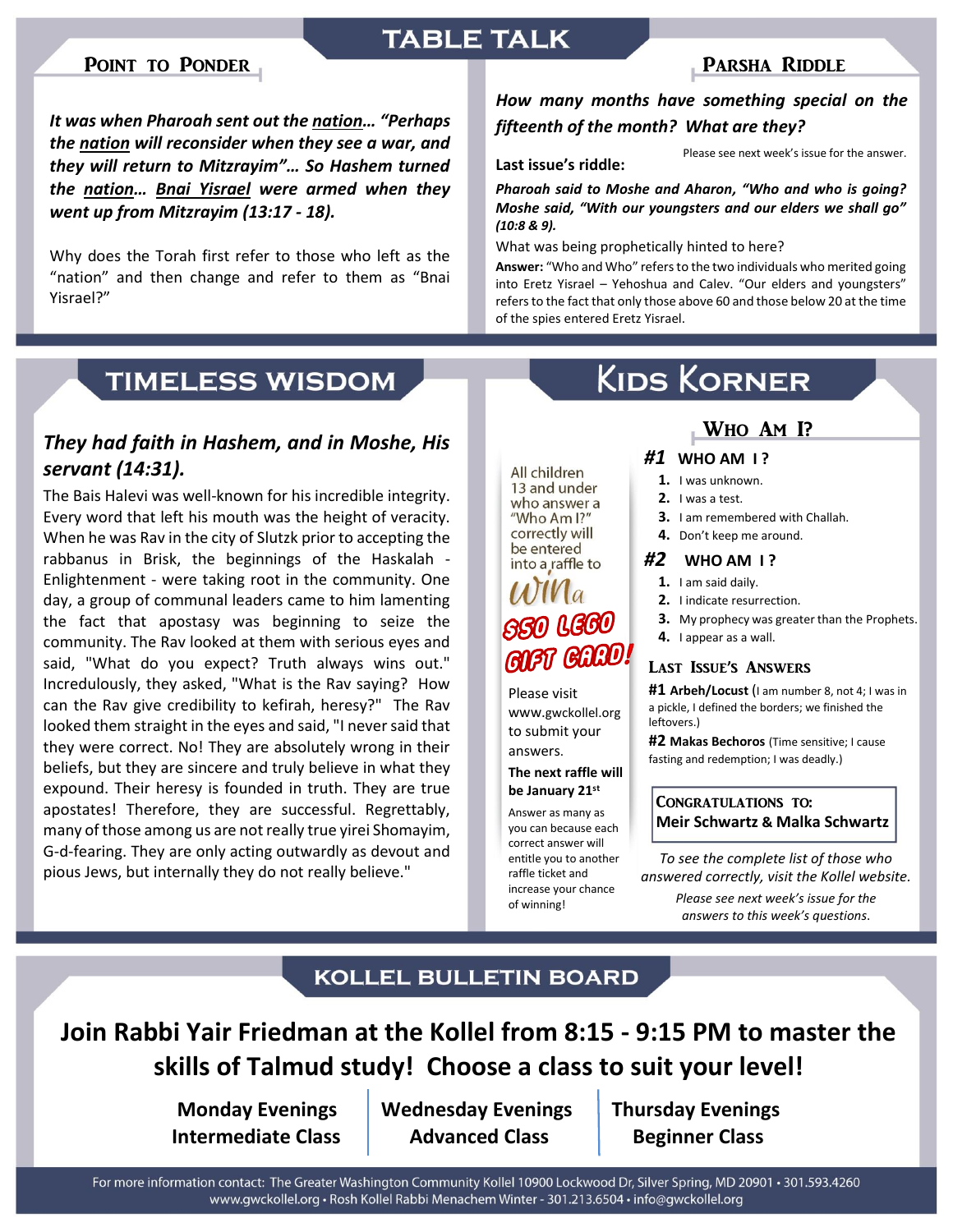# TABLE TALK

## Point to Ponder

***It was when Pharoah sent out the <u>nation</u>… "Perhaps the <u>nation</u> will reconsider when they see a war, and they will return to Mitzrayim"… So Hashem turned the <u>nation</u>… <u>Bnai Yisrael</u> were armed when they went up from Mitzrayim (13:17 - 18).***

Why does the Torah first refer to those who left as the "nation" and then change and refer to them as "Bnai Yisrael?"

## Parsha Riddle

*How many months have something special on the fifteenth of the month? What are they?*

Please see next week's issue for the answer.

**Last issue's riddle:**

***Pharoah said to Moshe and Aharon, "Who and who is going? Moshe said, "With our youngsters and our elders we shall go" (10:8 & 9).***

What was being prophetically hinted to here?

**Answer:** "Who and Who" refers to the two individuals who merited going into Eretz Yisrael – Yehoshua and Calev. "Our elders and youngsters" refers to the fact that only those above 60 and those below 20 at the time of the spies entered Eretz Yisrael.

# TIMELESS WISDOM

### *They had faith in Hashem, and in Moshe, His servant (14:31).*

The Bais Halevi was well-known for his incredible integrity. Every word that left his mouth was the height of veracity. When he was Rav in the city of Slutzk prior to accepting the rabbanus in Brisk, the beginnings of the Haskalah - Enlightenment - were taking root in the community. One day, a group of communal leaders came to him lamenting the fact that apostasy was beginning to seize the community. The Rav looked at them with serious eyes and said, "What do you expect? Truth always wins out." Incredulously, they asked, "What is the Rav saying? How can the Rav give credibility to kefirah, heresy?" The Rav looked them straight in the eyes and said, "I never said that they were correct. No! They are absolutely wrong in their beliefs, but they are sincere and truly believe in what they expound. Their heresy is founded in truth. They are true apostates! Therefore, they are successful. Regrettably, many of those among us are not really true yirei Shomayim, G-d-fearing. They are only acting outwardly as devout and pious Jews, but internally they do not really believe."

# KIDS KORNER

All children 13 and under who answer a "Who Am I?" correctly will be entered into a raffle to

**Win a $50 LEGO Gift Card!**

Please visit www.gwckollel.org to submit your answers.

**The next raffle will be January 21st**

Answer as many as you can because each correct answer will entitle you to another raffle ticket and increase your chance of winning!

## Who Am I?

### #1 WHO AM I ?

1. I was unknown.
2. I was a test.
3. I am remembered with Challah.
4. Don't keep me around.

### #2 WHO AM I ?

1. I am said daily.
2. I indicate resurrection.
3. My prophecy was greater than the Prophets.
4. I appear as a wall.

### Last Issue's Answers

**#1 Arbeh/Locust** (I am number 8, not 4; I was in a pickle, I defined the borders; we finished the leftovers.)

**#2 Makas Bechoros** (Time sensitive; I cause fasting and redemption; I was deadly.)

**Congratulations to:**
**Meir Schwartz & Malka Schwartz**

*To see the complete list of those who answered correctly, visit the Kollel website.*

*Please see next week's issue for the answers to this week's questions.*

# KOLLEL BULLETIN BOARD

## Join Rabbi Yair Friedman at the Kollel from 8:15 - 9:15 PM to master the skills of Talmud study! Choose a class to suit your level!

**Monday Evenings**
**Intermediate Class**

**Wednesday Evenings**
**Advanced Class**

**Thursday Evenings**
**Beginner Class**

For more information contact: The Greater Washington Community Kollel 10900 Lockwood Dr, Silver Spring, MD 20901 • 301.593.4260
www.gwckollel.org • Rosh Kollel Rabbi Menachem Winter - 301.213.6504 • info@gwckollel.org